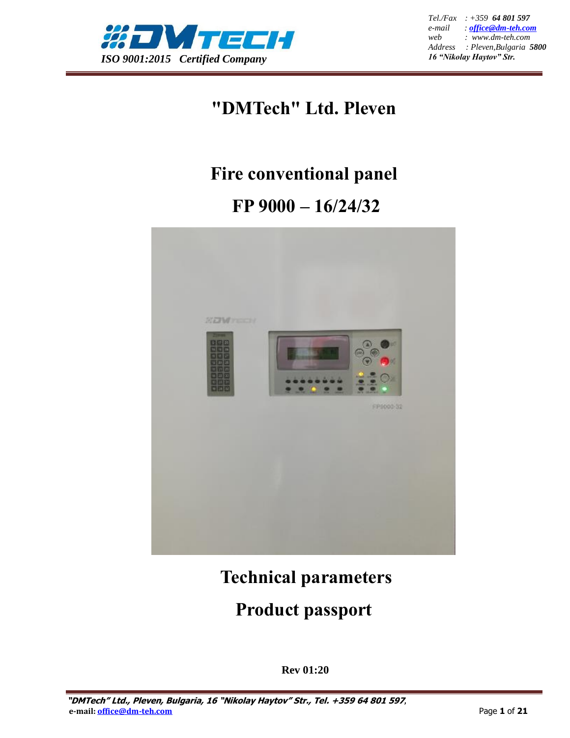ISO 9001:2015 Certified Company

Tel./Fax : +359 **64 801 597**
e-mail : office@dm-teh.com
web : www.dm-teh.com
Address : Pleven,Bulgaria **5800**
**16 "Nikolay Haytov" Str.**

# "DMTech" Ltd. Pleven

# Fire conventional panel

# FP 9000 – 16/24/32

# Technical parameters

# Product passport

**Rev 01:20**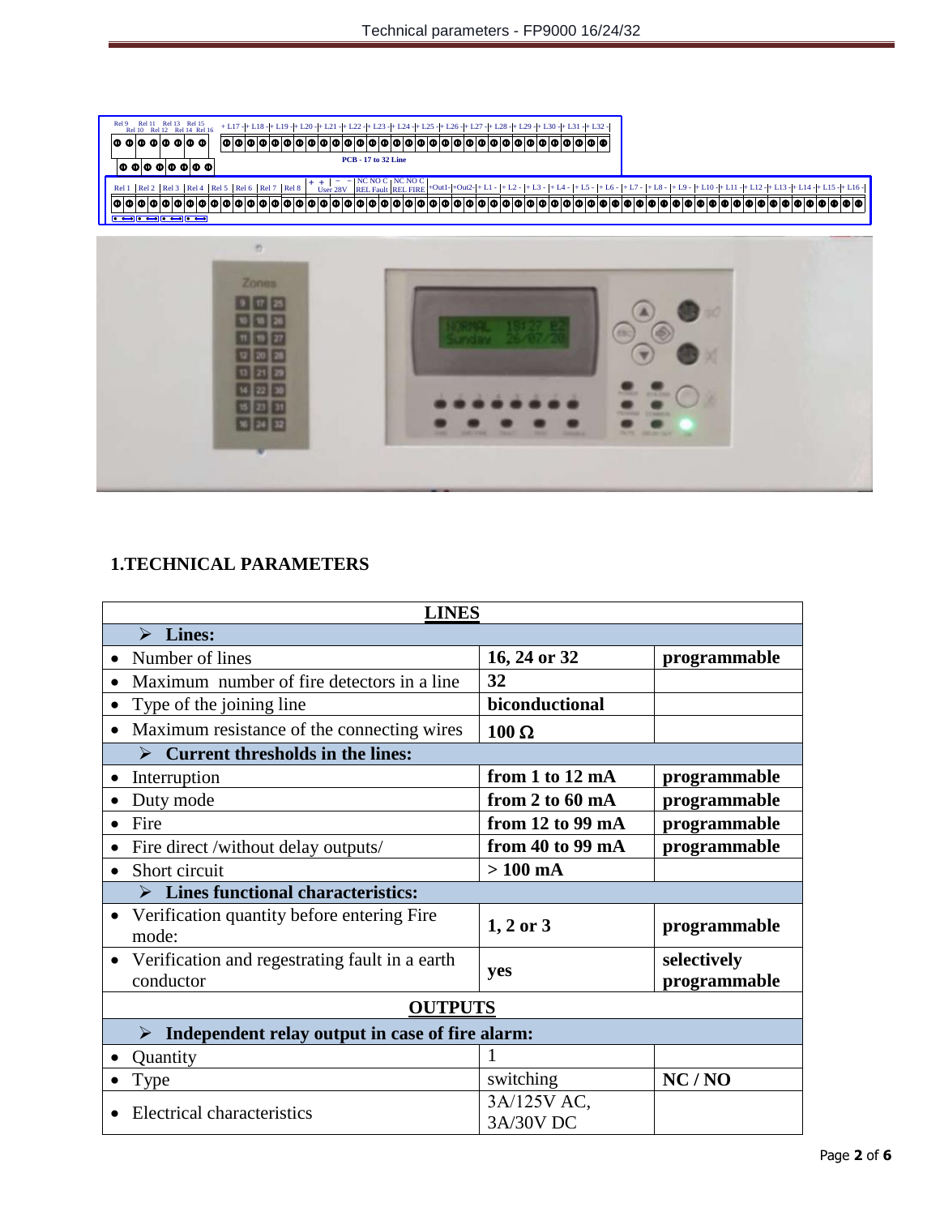## 1.TECHNICAL PARAMETERS

| LINES | | |
|---|---|---|
| ➢ **Lines:** | | |
| • Number of lines | **16, 24 or 32** | **programmable** |
| • Maximum number of fire detectors in a line | **32** | |
| • Type of the joining line | **biconductional** | |
| • Maximum resistance of the connecting wires | **100 Ω** | |
| ➢ **Current thresholds in the lines:** | | |
| • Interruption | **from 1 to 12 mA** | **programmable** |
| • Duty mode | **from 2 to 60 mA** | **programmable** |
| • Fire | **from 12 to 99 mA** | **programmable** |
| • Fire direct /without delay outputs/ | **from 40 to 99 mA** | **programmable** |
| • Short circuit | **> 100 mA** | |
| ➢ **Lines functional characteristics:** | | |
| • Verification quantity before entering Fire mode: | **1, 2 or 3** | **programmable** |
| • Verification and regestrating fault in a earth conductor | **yes** | **selectively programmable** |
| **OUTPUTS** | | |
| ➢ **Independent relay output in case of fire alarm:** | | |
| • Quantity | 1 | |
| • Type | switching | **NC / NO** |
| • Electrical characteristics | 3A/125V AC, 3A/30V DC | |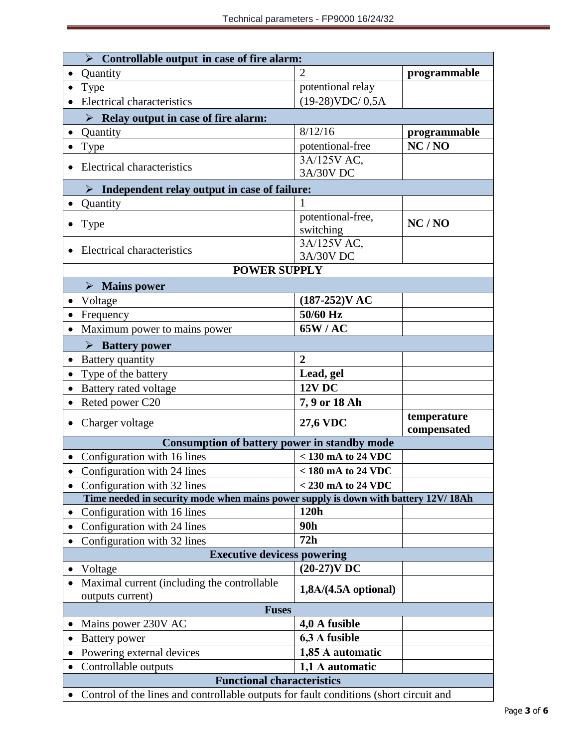| ➢ **Controllable output in case of fire alarm:** | | |
|---|---|---|
| • Quantity | 2 | **programmable** |
| • Type | potentional relay | |
| • Electrical characteristics | (19-28)VDC/ 0,5A | |
| ➢ **Relay output in case of fire alarm:** | | |
| • Quantity | 8/12/16 | **programmable** |
| • Type | potentional-free | **NC / NO** |
| • Electrical characteristics | 3A/125V AC, 3A/30V DC | |
| ➢ **Independent relay output in case of failure:** | | |
| • Quantity | 1 | |
| • Type | potentional-free, switching | **NC / NO** |
| • Electrical characteristics | 3A/125V AC, 3A/30V DC | |
| **POWER SUPPLY** | | |
| ➢ **Mains power** | | |
| • Voltage | **(187-252)V AC** | |
| • Frequency | **50/60 Hz** | |
| • Maximum power to mains power | **65W / AC** | |
| ➢ **Battery power** | | |
| • Battery quantity | **2** | |
| • Type of the battery | **Lead, gel** | |
| • Battery rated voltage | **12V DC** | |
| • Reted power C20 | **7, 9 or 18 Ah** | |
| • Charger voltage | **27,6 VDC** | **temperature compensated** |
| **Consumption of battery power in standby mode** | | |
| • Configuration with 16 lines | **< 130 mA to 24 VDC** | |
| • Configuration with 24 lines | **< 180 mA to 24 VDC** | |
| • Configuration with 32 lines | **< 230 mA to 24 VDC** | |
| **Time needed in security mode when mains power supply is down with battery 12V/ 18Ah** | | |
| • Configuration with 16 lines | **120h** | |
| • Configuration with 24 lines | **90h** | |
| • Configuration with 32 lines | **72h** | |
| **Executive devicess powering** | | |
| • Voltage | **(20-27)V DC** | |
| • Maximal current (including the controllable outputs current) | **1,8A/(4.5A optional)** | |
| **Fuses** | | |
| • Mains power 230V AC | **4,0 A fusible** | |
| • Battery power | **6,3 A fusible** | |
| • Powering external devices | **1,85 A automatic** | |
| • Controllable outputs | **1,1 A automatic** | |
| **Functional characteristics** | | |
| • Control of the lines and controllable outputs for fault conditions (short circuit and | | |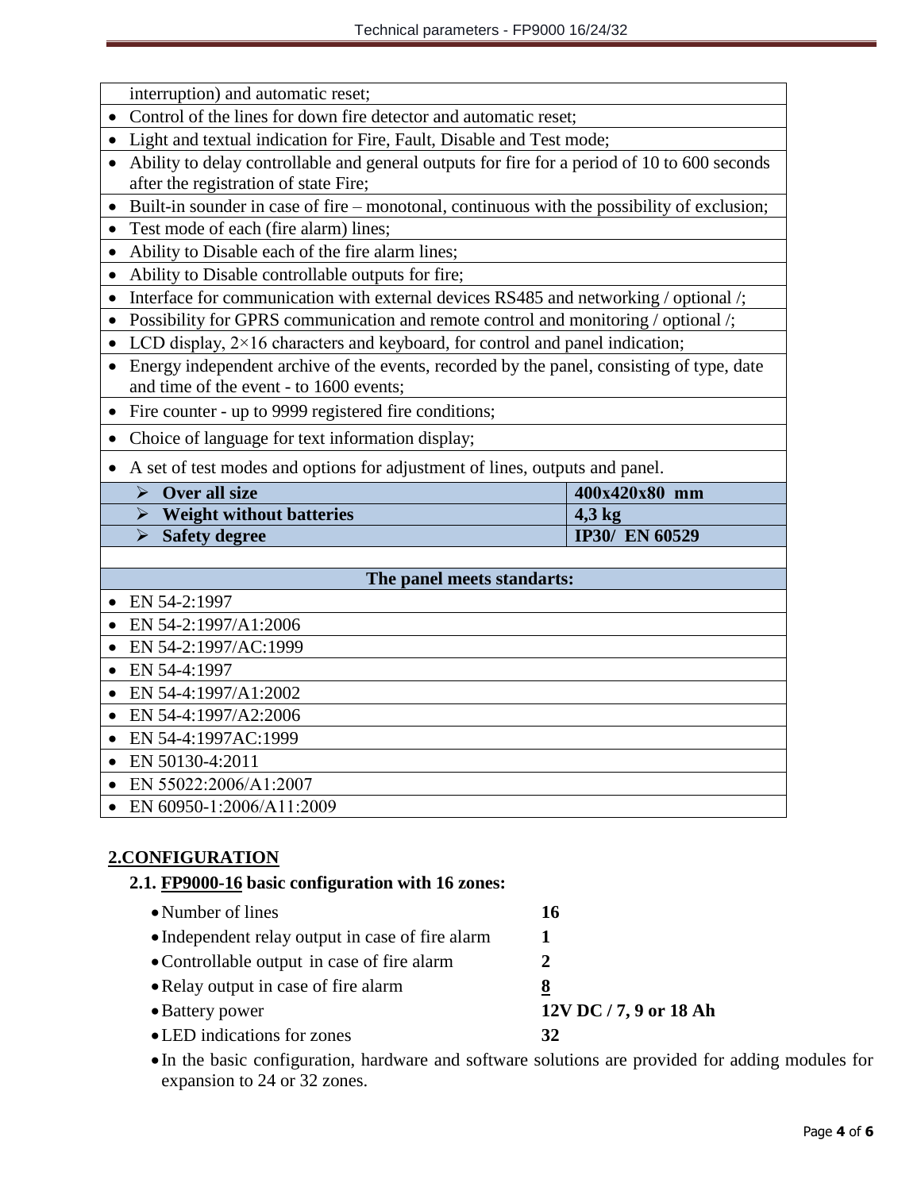- interruption) and automatic reset;
- Control of the lines for down fire detector and automatic reset;
- Light and textual indication for Fire, Fault, Disable and Test mode;
- Ability to delay controllable and general outputs for fire for a period of 10 to 600 seconds after the registration of state Fire;
- Built-in sounder in case of fire – monotonal, continuous with the possibility of exclusion;
- Test mode of each (fire alarm) lines;
- Ability to Disable each of the fire alarm lines;
- Ability to Disable controllable outputs for fire;
- Interface for communication with external devices RS485 and networking / optional /;
- Possibility for GPRS communication and remote control and monitoring / optional /;
- LCD display, 2×16 characters and keyboard, for control and panel indication;
- Energy independent archive of the events, recorded by the panel, consisting of type, date and time of the event - to 1600 events;
- Fire counter - up to 9999 registered fire conditions;
- Choice of language for text information display;
- A set of test modes and options for adjustment of lines, outputs and panel.

| | |
|---|---|
| ➢ **Over all size** | **400x420x80 mm** |
| ➢ **Weight without batteries** | **4,3 kg** |
| ➢ **Safety degree** | **IP30/ EN 60529** |

**The panel meets standarts:**

- EN 54-2:1997
- EN 54-2:1997/A1:2006
- EN 54-2:1997/AC:1999
- EN 54-4:1997
- EN 54-4:1997/A1:2002
- EN 54-4:1997/A2:2006
- EN 54-4:1997AC:1999
- EN 50130-4:2011
- EN 55022:2006/A1:2007
- EN 60950-1:2006/A11:2009

## 2.CONFIGURATION

### 2.1. FP9000-16 basic configuration with 16 zones:

| | |
|---|---|
| Number of lines | **16** |
| Independent relay output in case of fire alarm | **1** |
| Controllable output in case of fire alarm | **2** |
| Relay output in case of fire alarm | **8** |
| Battery power | **12V DC / 7, 9 or 18 Ah** |
| LED indications for zones | **32** |

- In the basic configuration, hardware and software solutions are provided for adding modules for expansion to 24 or 32 zones.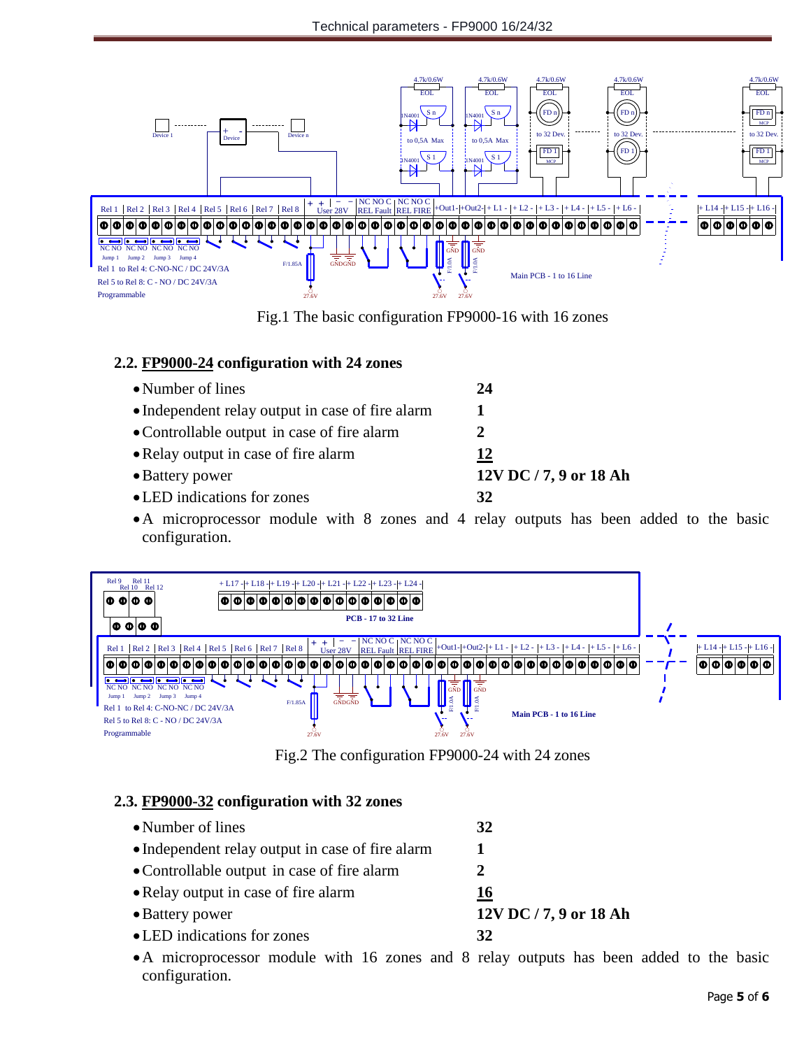Fig.1 The basic configuration FP9000-16 with 16 zones

### 2.2. <u>FP9000-24</u> configuration with 24 zones

- Number of lines — **24**
- Independent relay output in case of fire alarm — **1**
- Controllable output in case of fire alarm — **2**
- Relay output in case of fire alarm — **<u>12</u>**
- Battery power — **12V DC / 7, 9 or 18 Ah**
- LED indications for zones — **32**
- A microprocessor module with 8 zones and 4 relay outputs has been added to the basic configuration.

Fig.2 The configuration FP9000-24 with 24 zones

### 2.3. <u>FP9000-32</u> configuration with 32 zones

- Number of lines — **32**
- Independent relay output in case of fire alarm — **1**
- Controllable output in case of fire alarm — **2**
- Relay output in case of fire alarm — **<u>16</u>**
- Battery power — **12V DC / 7, 9 or 18 Ah**
- LED indications for zones — **32**
- A microprocessor module with 16 zones and 8 relay outputs has been added to the basic configuration.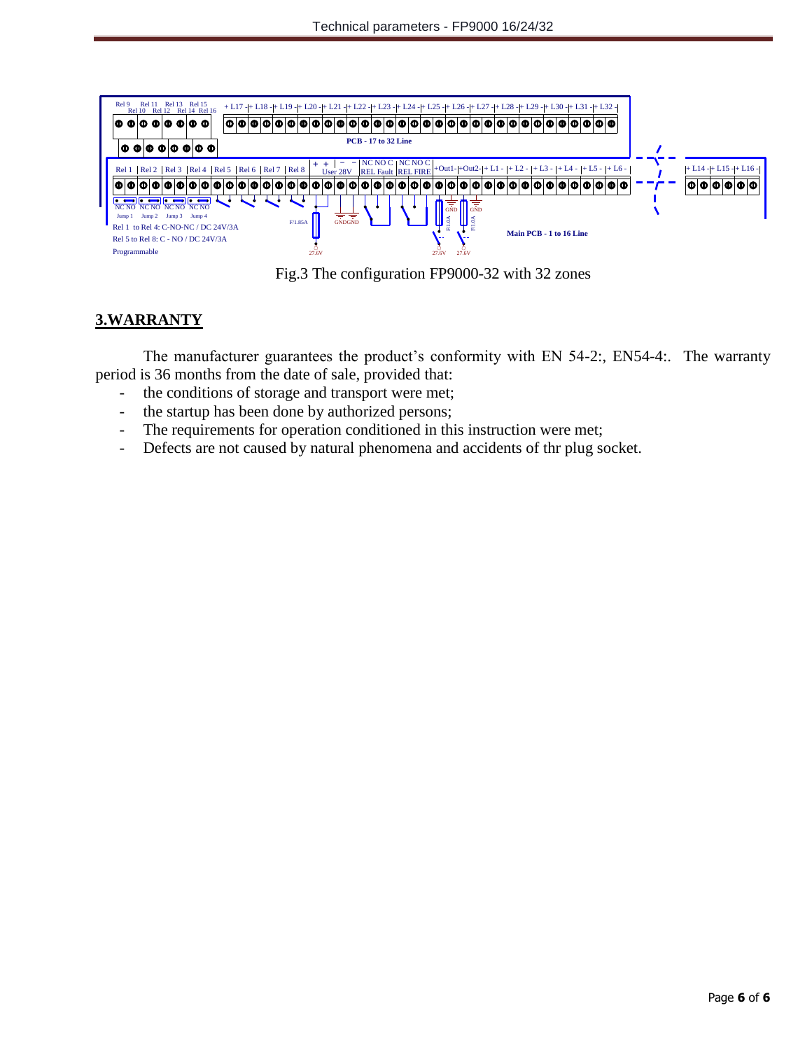Fig.3 The configuration FP9000-32 with 32 zones

## 3.WARRANTY

The manufacturer guarantees the product's conformity with EN 54-2:, EN54-4:. The warranty period is 36 months from the date of sale, provided that:

- the conditions of storage and transport were met;
- the startup has been done by authorized persons;
- The requirements for operation conditioned in this instruction were met;
- Defects are not caused by natural phenomena and accidents of thr plug socket.